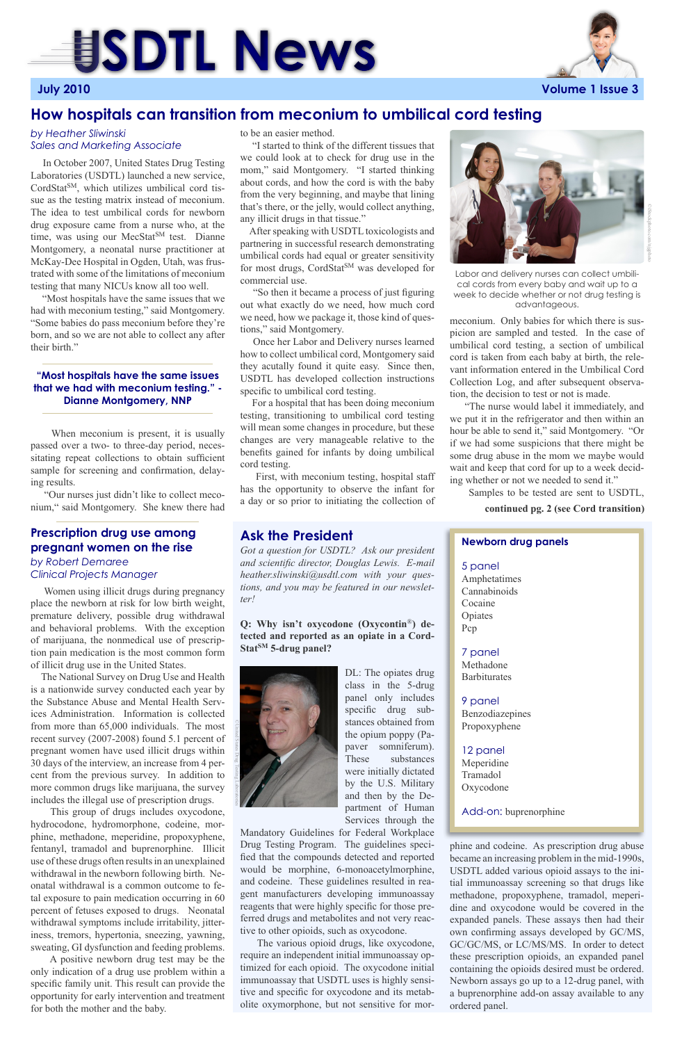# USDTL News

July 2010 — Volume 1 Issue 3

## How hospitals can transition from meconium to umbilical cord testing

*by Heather Sliwinski*
*Sales and Marketing Associate*

In October 2007, United States Drug Testing Laboratories (USDTL) launched a new service, CordStat[SM], which utilizes umbilical cord tissue as the testing matrix instead of meconium. The idea to test umbilical cords for newborn drug exposure came from a nurse who, at the time, was using our MecStat[SM] test. Dianne Montgomery, a neonatal nurse practitioner at McKay-Dee Hospital in Ogden, Utah, was frustrated with some of the limitations of meconium testing that many NICUs know all too well.

"Most hospitals have the same issues that we had with meconium testing," said Montgomery. "Some babies do pass meconium before they're born, and so we are not able to collect any after their birth."

> **"Most hospitals have the same issues that we had with meconium testing." - Dianne Montgomery, NNP**

When meconium is present, it is usually passed over a two- to three-day period, necessitating repeat collections to obtain sufficient sample for screening and confirmation, delaying results.

"Our nurses just didn't like to collect meconium," said Montgomery. She knew there had to be an easier method.

"I started to think of the different tissues that we could look at to check for drug use in the mom," said Montgomery. "I started thinking about cords, and how the cord is with the baby from the very beginning, and maybe that lining that's there, or the jelly, would collect anything, any illicit drugs in that tissue."

After speaking with USDTL toxicologists and partnering in successful research demonstrating umbilical cords had equal or greater sensitivity for most drugs, CordStat[SM] was developed for commercial use.

"So then it became a process of just figuring out what exactly do we need, how much cord we need, how we package it, those kind of questions," said Montgomery.

Once her Labor and Delivery nurses learned how to collect umbilical cord, Montgomery said they acutally found it quite easy. Since then, USDTL has developed collection instructions specific to umbilical cord testing.

For a hospital that has been doing meconium testing, transitioning to umbilical cord testing will mean some changes in procedure, but these changes are very manageable relative to the benefits gained for infants by doing umbilical cord testing.

First, with meconium testing, hospital staff has the opportunity to observe the infant for a day or so prior to initiating the collection of meconium. Only babies for which there is suspicion are sampled and tested. In the case of umbilical cord testing, a section of umbilical cord is taken from each baby at birth, the relevant information entered in the Umbilical Cord Collection Log, and after subsequent observation, the decision to test or not is made.

Labor and delivery nurses can collect umbilical cords from every baby and wait up to a week to decide whether or not drug testing is advantageous.

"The nurse would label it immediately, and we put it in the refrigerator and then within an hour be able to send it," said Montgomery. "Or if we had some suspicions that there might be some drug abuse in the mom because maybe we would wait and keep that cord for up to a week deciding whether or not we needed to send it."

Samples to be tested are sent to USDTL,

**continued pg. 2 (see Cord transition)**

## Prescription drug use among pregnant women on the rise

*by Robert Demeree*
*Clinical Projects Manager*

Women using illicit drugs during pregnancy place the newborn at risk for low birth weight, premature delivery, possible drug withdrawal and behavioral problems. With the exception of marijuana, the nonmedical use of prescription pain medication is the most common form of illicit drug use in the United States.

The National Survey on Drug Use and Health is a nationwide survey conducted each year by the Substance Abuse and Mental Health Services Administration. Information is collected from more than 65,000 individuals. The most recent survey (2007-2008) found 5.1 percent of pregnant women have used illicit drugs within 30 days of the interview, an increase from 4 percent from the previous survey. In addition to more common drugs like marijuana, the survey includes the illegal use of prescription drugs.

This group of drugs includes oxycodone, hydrocodone, hydromorphone, codeine, morphine, methadone, meperidine, propoxyphene, fentanyl, tramadol and buprenorphine. Illicit use of these drugs often results in an unexplained withdrawal in the newborn following birth. Neonatal withdrawal is a common outcome to fetal exposure to pain medication occurring in 60 percent of fetuses exposed to drugs. Neonatal withdrawal symptoms include irritability, jitteriness, tremors, hypertonia, sneezing, yawning, sweating, GI dysfunction and feeding problems.

A positive newborn drug test may be the only indication of a drug use problem within a specific family unit. This result can provide the opportunity for early intervention and treatment for both the mother and the baby.

## Ask the President

*Got a question for USDTL? Ask our president and scientific director, Douglas Lewis. E-mail heather.sliwinski@usdtl.com with your questions, and you may be featured in our newsletter!*

**Q: Why isn't oxycodone (Oxycontin®) detected and reported as an opiate in a CordStat[SM] 5-drug panel?**

DL: The opiates drug class in the 5-drug panel only includes specific drug substances obtained from the opium poppy (Papaver somniferum). These substances were initially dictated by the U.S. Military and then by the Department of Human Services through the Mandatory Guidelines for Federal Workplace Drug Testing Program. The guidelines specified that the compounds detected and reported would be morphine, 6-monoacetylmorphine, and codeine. These guidelines resulted in reagent manufacturers developing immunoassay reagents that were highly specific for those preferred drugs and metabolites and not very reactive to other opioids, such as oxycodone.

The various opioid drugs, like oxycodone, require an independent initial immunoassay optimized for each opioid. The oxycodone initial immunoassay that USDTL uses is highly sensitive and specific for oxycodone and its metabolite oxymorphone, but not sensitive for morphine and codeine. As prescription drug abuse became an increasing problem in the mid-1990s, USDTL added various opioid assays to the initial immunoassay screening so that drugs like methadone, propoxyphene, tramadol, meperidine and oxycodone would be covered in the expanded panels. These assays then had their own confirming assays developed by GC/MS, GC/GC/MS, or LC/MS/MS. In order to detect these prescription opioids, an expanded panel containing the opioids desired must be ordered. Newborn assays go up to a 12-drug panel, with a buprenorphine add-on assay available to any ordered panel.

### Newborn drug panels

5 panel
- Amphetatimes
- Cannabinoids
- Cocaine
- Opiates
- Pcp

7 panel
- Methadone
- Barbiturates

9 panel
- Benzodiazepines
- Propoxyphene

12 panel
- Meperidine
- Tramadol
- Oxycodone

Add-on: buprenorphine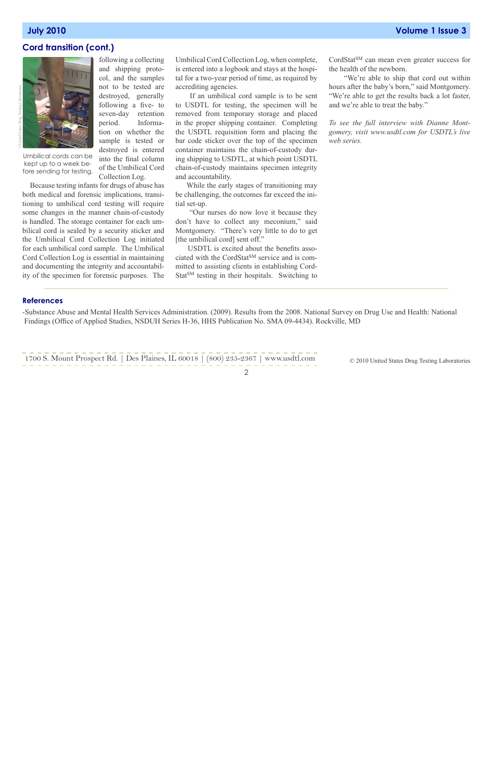## Cord transition (cont.)

Umbilical cords can be kept up to a week before sending for testing.

following a collecting and shipping protocol, and the samples not to be tested are destroyed, generally following a five- to seven-day retention period. Information on whether the sample is tested or destroyed is entered into the final column of the Umbilical Cord Collection Log.

Because testing infants for drugs of abuse has both medical and forensic implications, transitioning to umbilical cord testing will require some changes in the manner chain-of-custody is handled. The storage container for each umbilical cord is sealed by a security sticker and the Umbilical Cord Collection Log initiated for each umbilical cord sample. The Umbilical Cord Collection Log is essential in maintaining and documenting the integrity and accountability of the specimen for forensic purposes. The Umbilical Cord Collection Log, when complete, is entered into a logbook and stays at the hospital for a two-year period of time, as required by accrediting agencies.

If an umbilical cord sample is to be sent to USDTL for testing, the specimen will be removed from temporary storage and placed in the proper shipping container. Completing the USDTL requisition form and placing the bar code sticker over the top of the specimen container maintains the chain-of-custody during shipping to USDTL, at which point USDTL chain-of-custody maintains specimen integrity and accountability.

While the early stages of transitioning may be challenging, the outcomes far exceed the initial set-up.

"Our nurses do now love it because they don't have to collect any meconium," said Montgomery. "There's very little to do to get [the umbilical cord] sent off."

USDTL is excited about the benefits associated with the CordStat[SM] service and is committed to assisting clients in establishing CordStat[SM] testing in their hospitals. Switching to CordStat[SM] can mean even greater success for the health of the newborn.

"We're able to ship that cord out within hours after the baby's born," said Montgomery. "We're able to get the results back a lot faster, and we're able to treat the baby."

*To see the full interview with Dianne Montgomery, visit www.usdtl.com for USDTL's live web series.*

### References

-Substance Abuse and Mental Health Services Administration. (2009). Results from the 2008. National Survey on Drug Use and Health: National Findings (Office of Applied Studies, NSDUH Series H-36, HHS Publication No. SMA 09-4434). Rockville, MD

1700 S. Mount Prospect Rd. | Des Plaines, IL 60018 | (800) 235-2367 | www.usdtl.com

© 2010 United States Drug Testing Laboratories